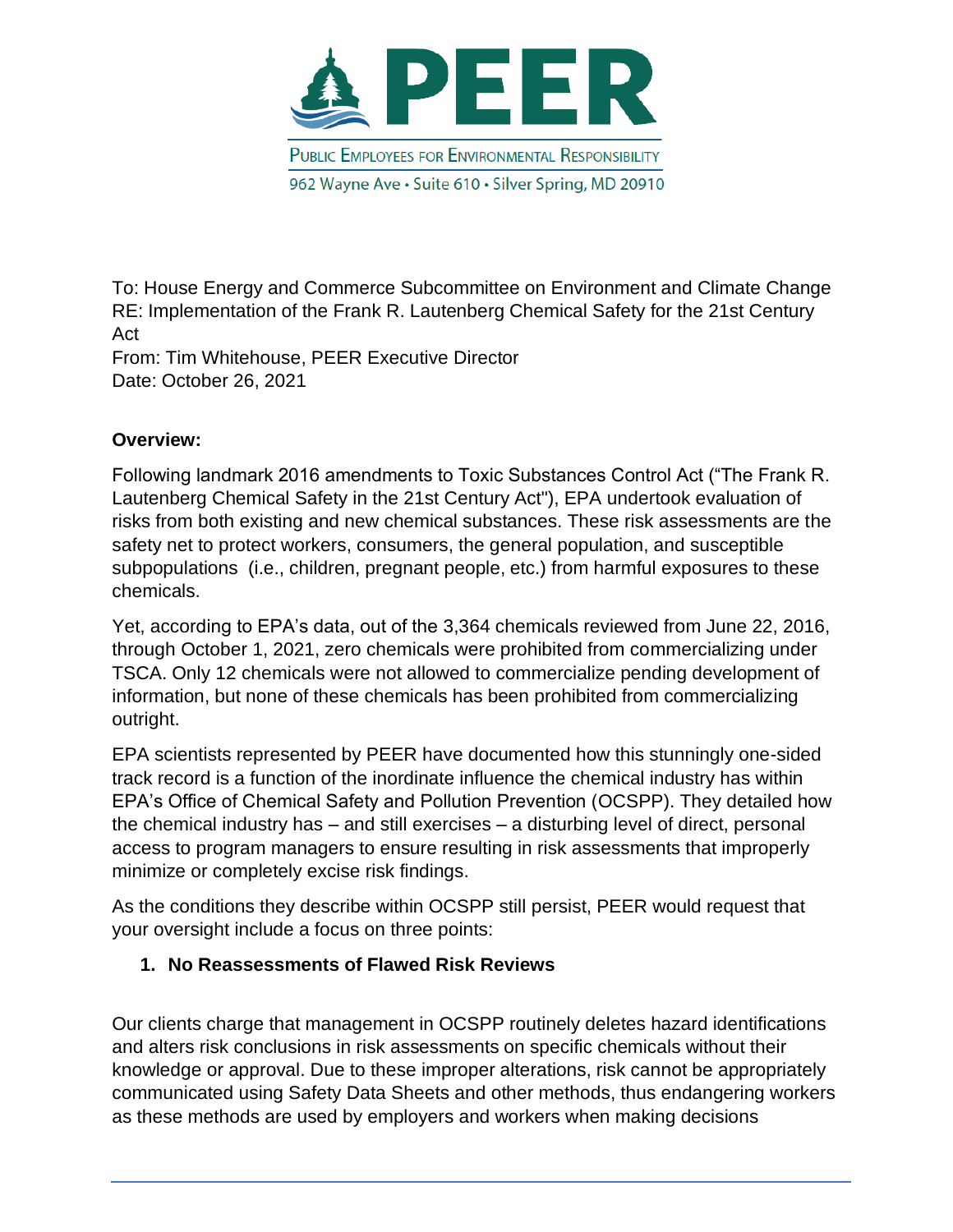# PEER

PUBLIC EMPLOYEES FOR ENVIRONMENTAL RESPONSIBILITY

962 Wayne Ave • Suite 610 • Silver Spring, MD 20910

To: House Energy and Commerce Subcommittee on Environment and Climate Change
RE: Implementation of the Frank R. Lautenberg Chemical Safety for the 21st Century Act
From: Tim Whitehouse, PEER Executive Director
Date: October 26, 2021

**Overview:**

Following landmark 2016 amendments to Toxic Substances Control Act ("The Frank R. Lautenberg Chemical Safety in the 21st Century Act"), EPA undertook evaluation of risks from both existing and new chemical substances. These risk assessments are the safety net to protect workers, consumers, the general population, and susceptible subpopulations (i.e., children, pregnant people, etc.) from harmful exposures to these chemicals.

Yet, according to EPA's data, out of the 3,364 chemicals reviewed from June 22, 2016, through October 1, 2021, zero chemicals were prohibited from commercializing under TSCA. Only 12 chemicals were not allowed to commercialize pending development of information, but none of these chemicals has been prohibited from commercializing outright.

EPA scientists represented by PEER have documented how this stunningly one-sided track record is a function of the inordinate influence the chemical industry has within EPA's Office of Chemical Safety and Pollution Prevention (OCSPP). They detailed how the chemical industry has – and still exercises – a disturbing level of direct, personal access to program managers to ensure resulting in risk assessments that improperly minimize or completely excise risk findings.

As the conditions they describe within OCSPP still persist, PEER would request that your oversight include a focus on three points:

1. **No Reassessments of Flawed Risk Reviews**

Our clients charge that management in OCSPP routinely deletes hazard identifications and alters risk conclusions in risk assessments on specific chemicals without their knowledge or approval. Due to these improper alterations, risk cannot be appropriately communicated using Safety Data Sheets and other methods, thus endangering workers as these methods are used by employers and workers when making decisions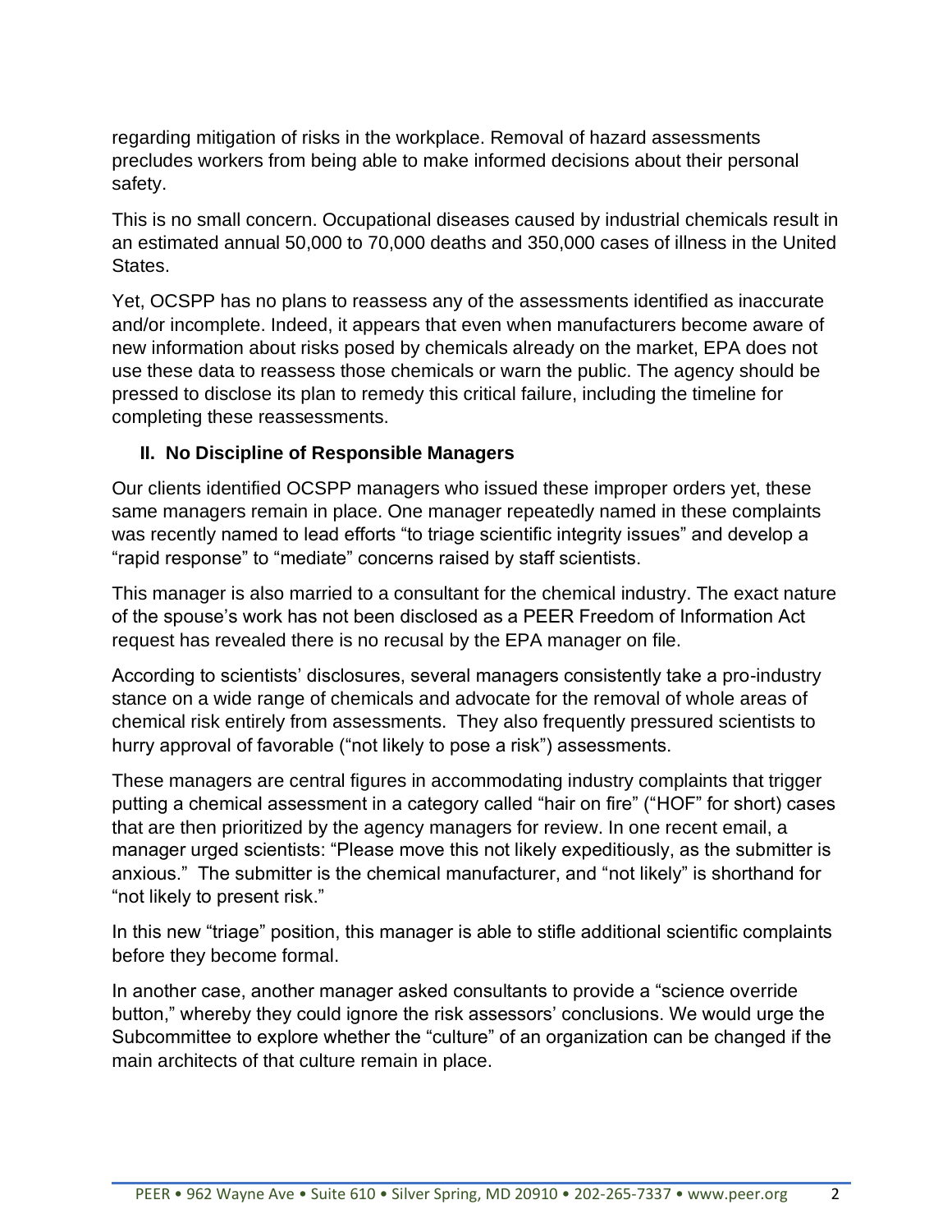regarding mitigation of risks in the workplace. Removal of hazard assessments precludes workers from being able to make informed decisions about their personal safety.

This is no small concern. Occupational diseases caused by industrial chemicals result in an estimated annual 50,000 to 70,000 deaths and 350,000 cases of illness in the United States.

Yet, OCSPP has no plans to reassess any of the assessments identified as inaccurate and/or incomplete. Indeed, it appears that even when manufacturers become aware of new information about risks posed by chemicals already on the market, EPA does not use these data to reassess those chemicals or warn the public. The agency should be pressed to disclose its plan to remedy this critical failure, including the timeline for completing these reassessments.

## II. No Discipline of Responsible Managers

Our clients identified OCSPP managers who issued these improper orders yet, these same managers remain in place. One manager repeatedly named in these complaints was recently named to lead efforts "to triage scientific integrity issues" and develop a "rapid response" to "mediate" concerns raised by staff scientists.

This manager is also married to a consultant for the chemical industry. The exact nature of the spouse's work has not been disclosed as a PEER Freedom of Information Act request has revealed there is no recusal by the EPA manager on file.

According to scientists' disclosures, several managers consistently take a pro-industry stance on a wide range of chemicals and advocate for the removal of whole areas of chemical risk entirely from assessments. They also frequently pressured scientists to hurry approval of favorable ("not likely to pose a risk") assessments.

These managers are central figures in accommodating industry complaints that trigger putting a chemical assessment in a category called "hair on fire" ("HOF" for short) cases that are then prioritized by the agency managers for review. In one recent email, a manager urged scientists: "Please move this not likely expeditiously, as the submitter is anxious." The submitter is the chemical manufacturer, and "not likely" is shorthand for "not likely to present risk."

In this new "triage" position, this manager is able to stifle additional scientific complaints before they become formal.

In another case, another manager asked consultants to provide a "science override button," whereby they could ignore the risk assessors' conclusions. We would urge the Subcommittee to explore whether the "culture" of an organization can be changed if the main architects of that culture remain in place.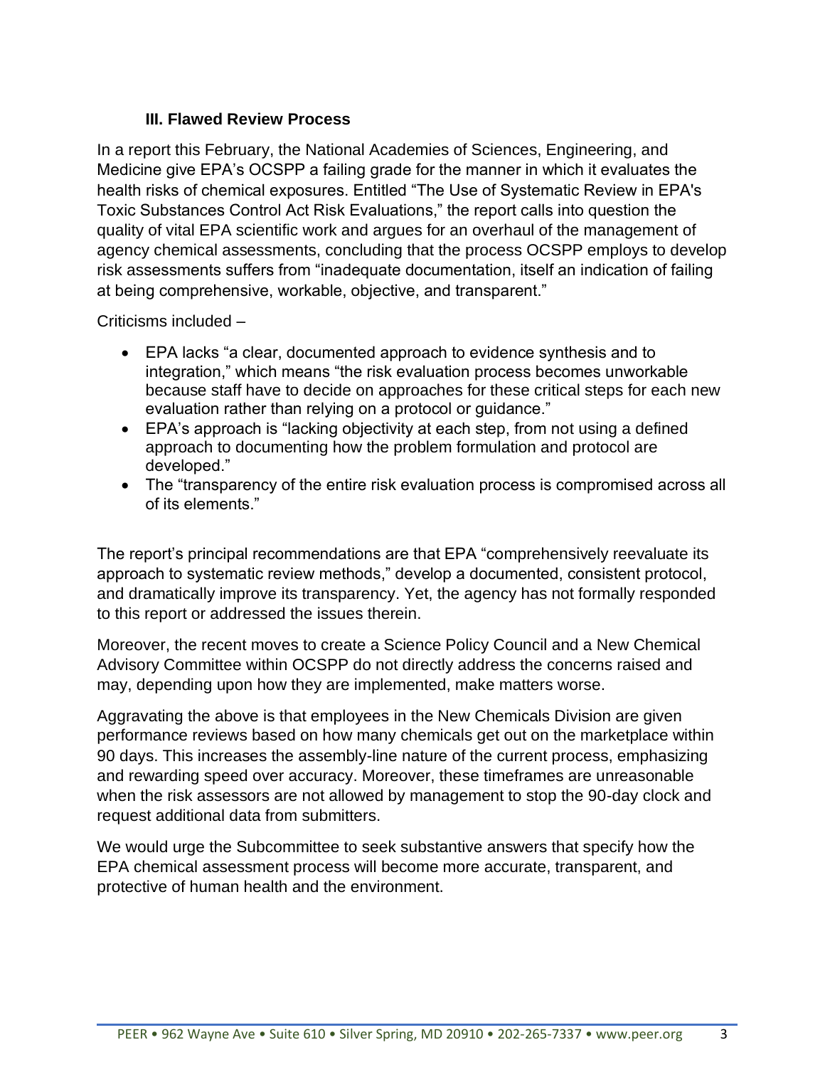### III. Flawed Review Process

In a report this February, the National Academies of Sciences, Engineering, and Medicine give EPA's OCSPP a failing grade for the manner in which it evaluates the health risks of chemical exposures. Entitled "The Use of Systematic Review in EPA's Toxic Substances Control Act Risk Evaluations," the report calls into question the quality of vital EPA scientific work and argues for an overhaul of the management of agency chemical assessments, concluding that the process OCSPP employs to develop risk assessments suffers from "inadequate documentation, itself an indication of failing at being comprehensive, workable, objective, and transparent."

Criticisms included –

- EPA lacks "a clear, documented approach to evidence synthesis and to integration," which means "the risk evaluation process becomes unworkable because staff have to decide on approaches for these critical steps for each new evaluation rather than relying on a protocol or guidance."
- EPA's approach is "lacking objectivity at each step, from not using a defined approach to documenting how the problem formulation and protocol are developed."
- The "transparency of the entire risk evaluation process is compromised across all of its elements."

The report's principal recommendations are that EPA "comprehensively reevaluate its approach to systematic review methods," develop a documented, consistent protocol, and dramatically improve its transparency. Yet, the agency has not formally responded to this report or addressed the issues therein.

Moreover, the recent moves to create a Science Policy Council and a New Chemical Advisory Committee within OCSPP do not directly address the concerns raised and may, depending upon how they are implemented, make matters worse.

Aggravating the above is that employees in the New Chemicals Division are given performance reviews based on how many chemicals get out on the marketplace within 90 days. This increases the assembly-line nature of the current process, emphasizing and rewarding speed over accuracy. Moreover, these timeframes are unreasonable when the risk assessors are not allowed by management to stop the 90-day clock and request additional data from submitters.

We would urge the Subcommittee to seek substantive answers that specify how the EPA chemical assessment process will become more accurate, transparent, and protective of human health and the environment.